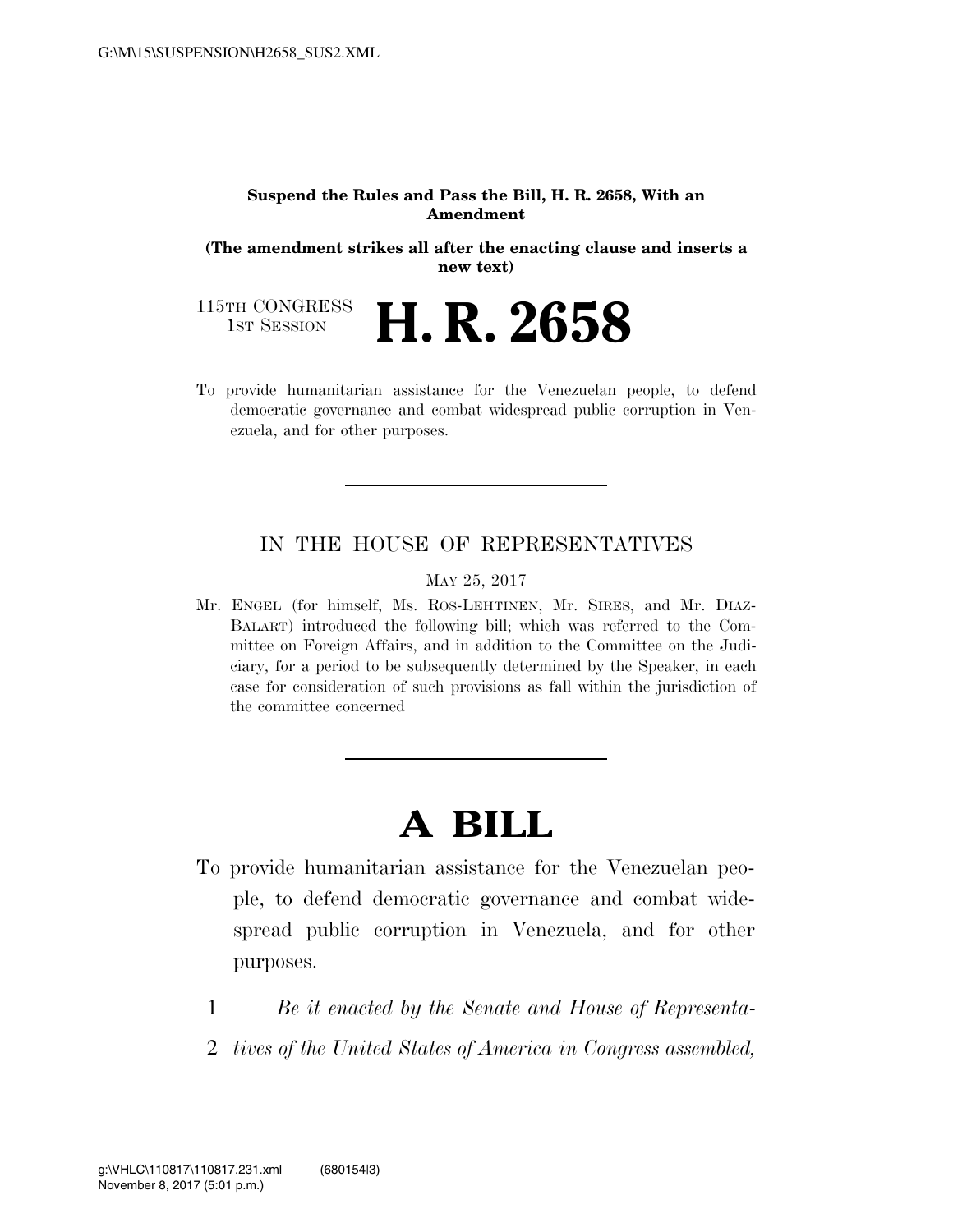**Suspend the Rules and Pass the Bill, H. R. 2658, With an Amendment**

**(The amendment strikes all after the enacting clause and inserts a new text)**

115TH CONGRESS
1ST SESSION

# H. R. 2658

To provide humanitarian assistance for the Venezuelan people, to defend democratic governance and combat widespread public corruption in Venezuela, and for other purposes.

---

IN THE HOUSE OF REPRESENTATIVES

MAY 25, 2017

Mr. ENGEL (for himself, Ms. ROS-LEHTINEN, Mr. SIRES, and Mr. DIAZ-BALART) introduced the following bill; which was referred to the Committee on Foreign Affairs, and in addition to the Committee on the Judiciary, for a period to be subsequently determined by the Speaker, in each case for consideration of such provisions as fall within the jurisdiction of the committee concerned

---

# A BILL

To provide humanitarian assistance for the Venezuelan people, to defend democratic governance and combat widespread public corruption in Venezuela, and for other purposes.

1 *Be it enacted by the Senate and House of Representa-*
2 *tives of the United States of America in Congress assembled,*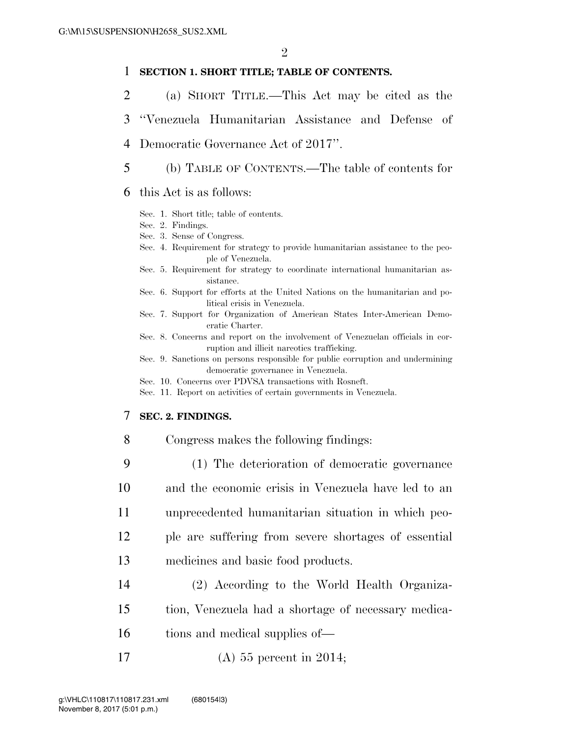**SECTION 1. SHORT TITLE; TABLE OF CONTENTS.**

(a) SHORT TITLE.—This Act may be cited as the "Venezuela Humanitarian Assistance and Defense of Democratic Governance Act of 2017".

(b) TABLE OF CONTENTS.—The table of contents for this Act is as follows:

Sec. 1. Short title; table of contents.
Sec. 2. Findings.
Sec. 3. Sense of Congress.
Sec. 4. Requirement for strategy to provide humanitarian assistance to the people of Venezuela.
Sec. 5. Requirement for strategy to coordinate international humanitarian assistance.
Sec. 6. Support for efforts at the United Nations on the humanitarian and political crisis in Venezuela.
Sec. 7. Support for Organization of American States Inter-American Democratic Charter.
Sec. 8. Concerns and report on the involvement of Venezuelan officials in corruption and illicit narcotics trafficking.
Sec. 9. Sanctions on persons responsible for public corruption and undermining democratic governance in Venezuela.
Sec. 10. Concerns over PDVSA transactions with Rosneft.
Sec. 11. Report on activities of certain governments in Venezuela.

**SEC. 2. FINDINGS.**

Congress makes the following findings:

(1) The deterioration of democratic governance and the economic crisis in Venezuela have led to an unprecedented humanitarian situation in which people are suffering from severe shortages of essential medicines and basic food products.

(2) According to the World Health Organization, Venezuela had a shortage of necessary medications and medical supplies of—

(A) 55 percent in 2014;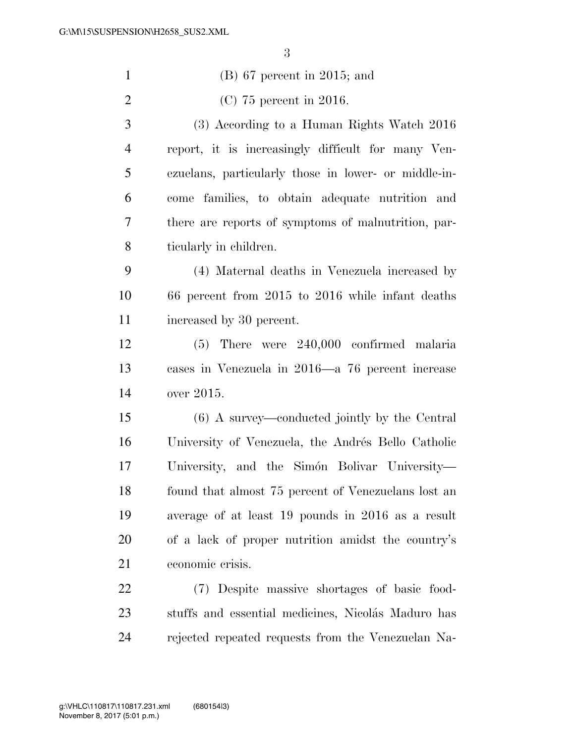(B) 67 percent in 2015; and

(C) 75 percent in 2016.

(3) According to a Human Rights Watch 2016 report, it is increasingly difficult for many Venezuelans, particularly those in lower- or middle-income families, to obtain adequate nutrition and there are reports of symptoms of malnutrition, particularly in children.

(4) Maternal deaths in Venezuela increased by 66 percent from 2015 to 2016 while infant deaths increased by 30 percent.

(5) There were 240,000 confirmed malaria cases in Venezuela in 2016—a 76 percent increase over 2015.

(6) A survey—conducted jointly by the Central University of Venezuela, the Andrés Bello Catholic University, and the Simón Bolivar University—found that almost 75 percent of Venezuelans lost an average of at least 19 pounds in 2016 as a result of a lack of proper nutrition amidst the country's economic crisis.

(7) Despite massive shortages of basic foodstuffs and essential medicines, Nicolás Maduro has rejected repeated requests from the Venezuelan Na-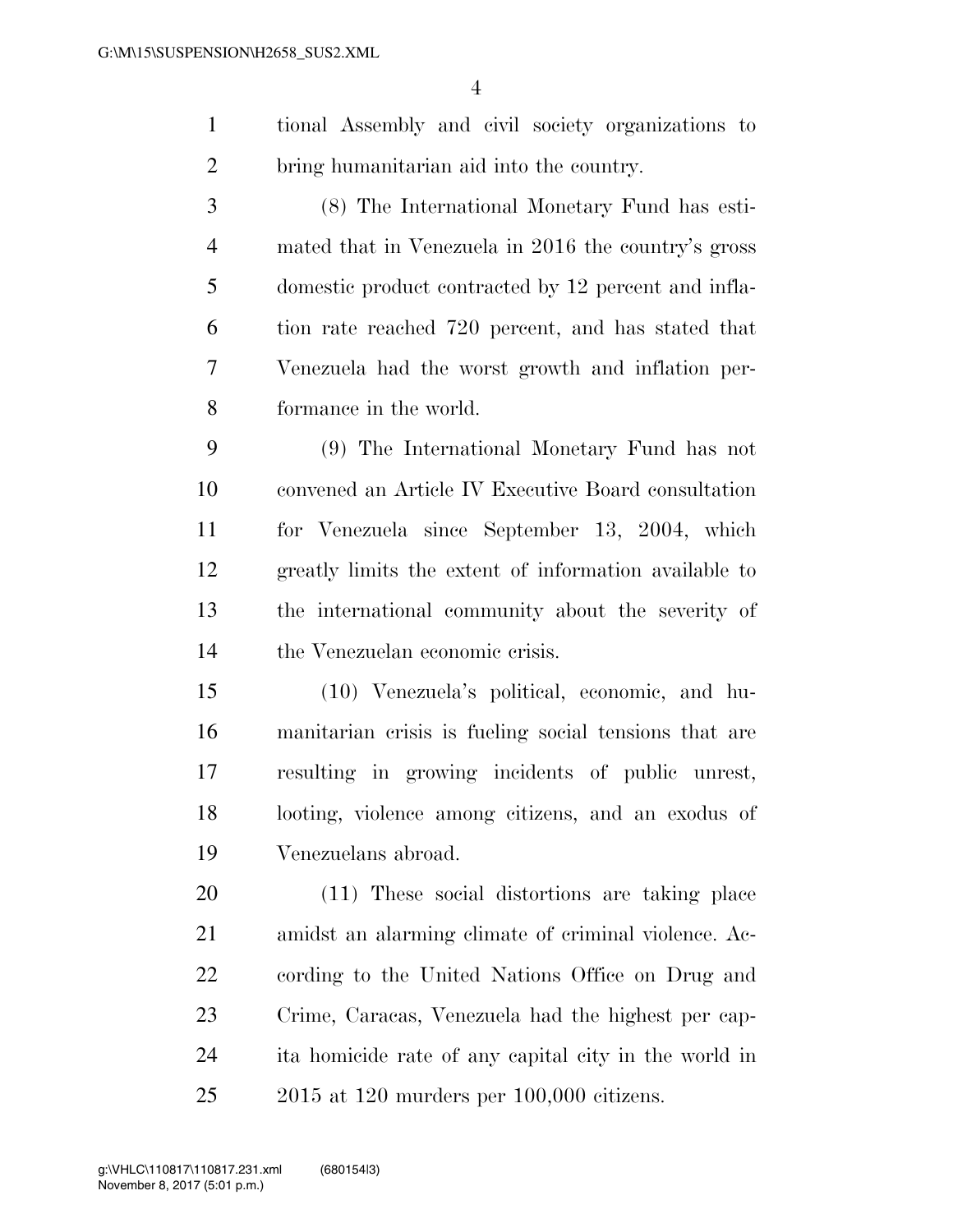tional Assembly and civil society organizations to bring humanitarian aid into the country.

(8) The International Monetary Fund has estimated that in Venezuela in 2016 the country's gross domestic product contracted by 12 percent and inflation rate reached 720 percent, and has stated that Venezuela had the worst growth and inflation performance in the world.

(9) The International Monetary Fund has not convened an Article IV Executive Board consultation for Venezuela since September 13, 2004, which greatly limits the extent of information available to the international community about the severity of the Venezuelan economic crisis.

(10) Venezuela's political, economic, and humanitarian crisis is fueling social tensions that are resulting in growing incidents of public unrest, looting, violence among citizens, and an exodus of Venezuelans abroad.

(11) These social distortions are taking place amidst an alarming climate of criminal violence. According to the United Nations Office on Drug and Crime, Caracas, Venezuela had the highest per capita homicide rate of any capital city in the world in 2015 at 120 murders per 100,000 citizens.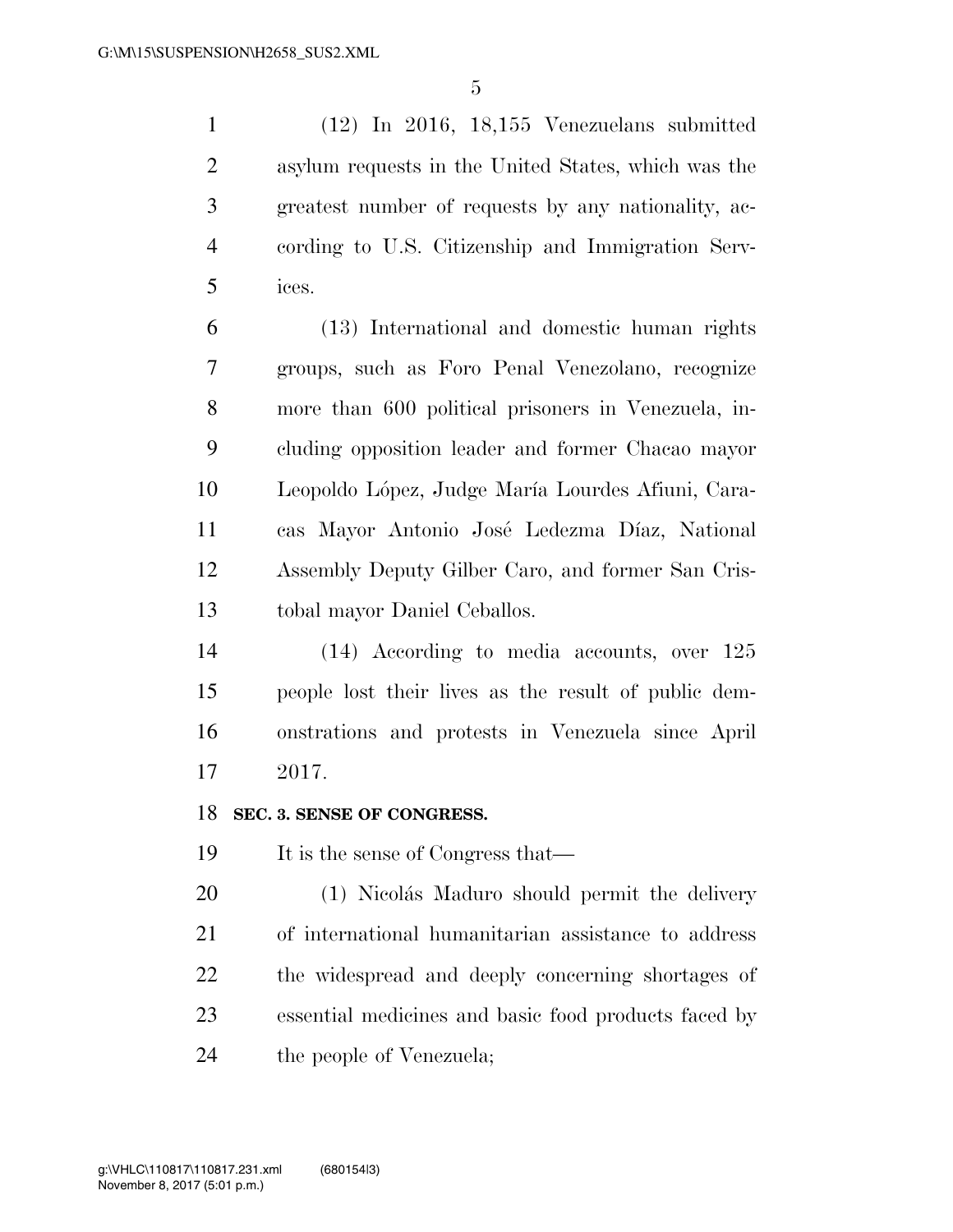(12) In 2016, 18,155 Venezuelans submitted asylum requests in the United States, which was the greatest number of requests by any nationality, according to U.S. Citizenship and Immigration Services.

(13) International and domestic human rights groups, such as Foro Penal Venezolano, recognize more than 600 political prisoners in Venezuela, including opposition leader and former Chacao mayor Leopoldo López, Judge María Lourdes Afiuni, Caracas Mayor Antonio José Ledezma Díaz, National Assembly Deputy Gilber Caro, and former San Cristobal mayor Daniel Ceballos.

(14) According to media accounts, over 125 people lost their lives as the result of public demonstrations and protests in Venezuela since April 2017.

**SEC. 3. SENSE OF CONGRESS.**

It is the sense of Congress that—

(1) Nicolás Maduro should permit the delivery of international humanitarian assistance to address the widespread and deeply concerning shortages of essential medicines and basic food products faced by the people of Venezuela;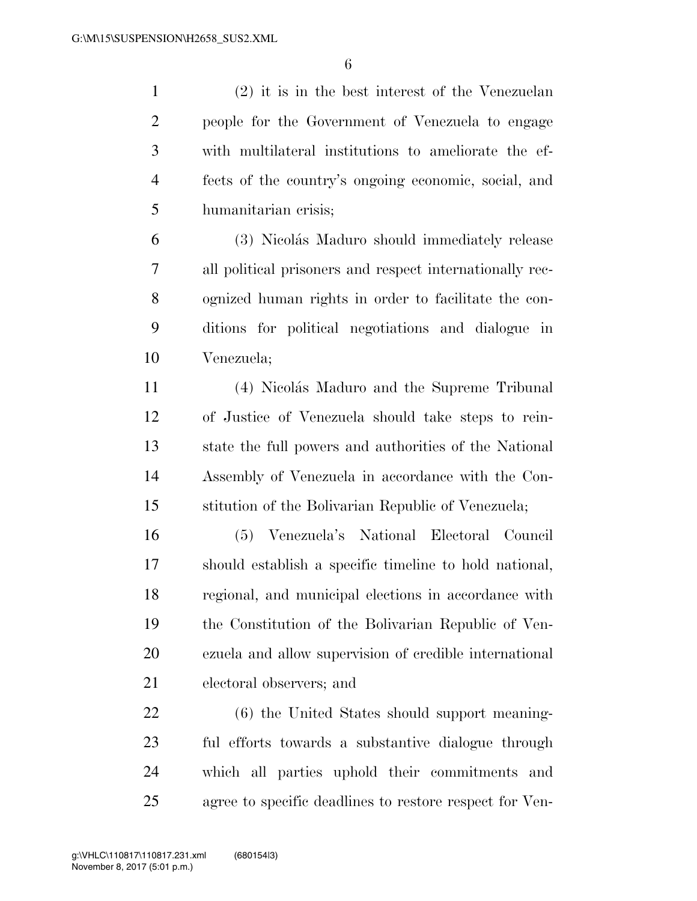(2) it is in the best interest of the Venezuelan people for the Government of Venezuela to engage with multilateral institutions to ameliorate the effects of the country's ongoing economic, social, and humanitarian crisis;

(3) Nicolás Maduro should immediately release all political prisoners and respect internationally recognized human rights in order to facilitate the conditions for political negotiations and dialogue in Venezuela;

(4) Nicolás Maduro and the Supreme Tribunal of Justice of Venezuela should take steps to reinstate the full powers and authorities of the National Assembly of Venezuela in accordance with the Constitution of the Bolivarian Republic of Venezuela;

(5) Venezuela's National Electoral Council should establish a specific timeline to hold national, regional, and municipal elections in accordance with the Constitution of the Bolivarian Republic of Venezuela and allow supervision of credible international electoral observers; and

(6) the United States should support meaningful efforts towards a substantive dialogue through which all parties uphold their commitments and agree to specific deadlines to restore respect for Ven-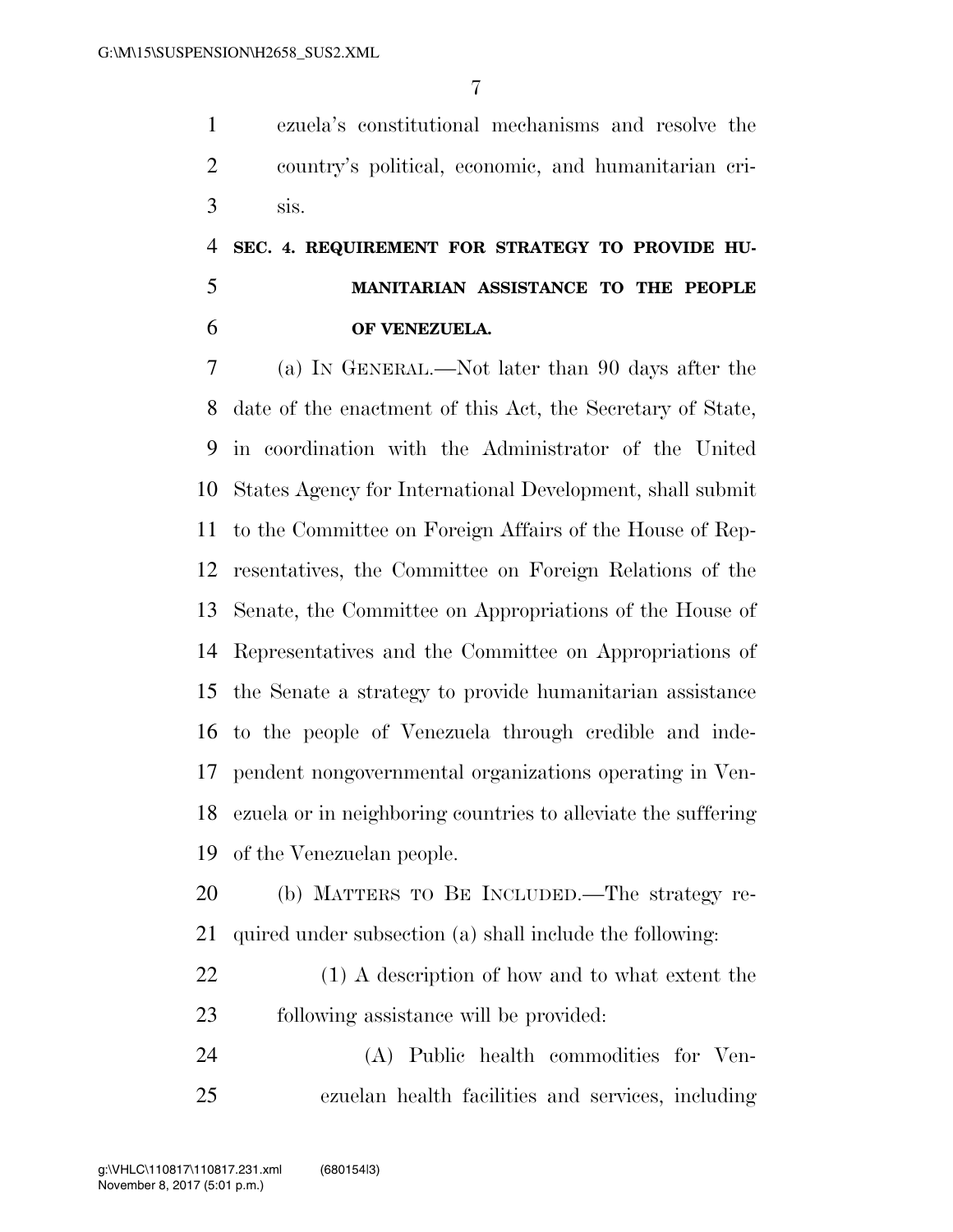ezuela's constitutional mechanisms and resolve the country's political, economic, and humanitarian crisis.

## SEC. 4. REQUIREMENT FOR STRATEGY TO PROVIDE HUMANITARIAN ASSISTANCE TO THE PEOPLE OF VENEZUELA.

(a) IN GENERAL.—Not later than 90 days after the date of the enactment of this Act, the Secretary of State, in coordination with the Administrator of the United States Agency for International Development, shall submit to the Committee on Foreign Affairs of the House of Representatives, the Committee on Foreign Relations of the Senate, the Committee on Appropriations of the House of Representatives and the Committee on Appropriations of the Senate a strategy to provide humanitarian assistance to the people of Venezuela through credible and independent nongovernmental organizations operating in Venezuela or in neighboring countries to alleviate the suffering of the Venezuelan people.

(b) MATTERS TO BE INCLUDED.—The strategy required under subsection (a) shall include the following:

(1) A description of how and to what extent the following assistance will be provided:

(A) Public health commodities for Venezuelan health facilities and services, including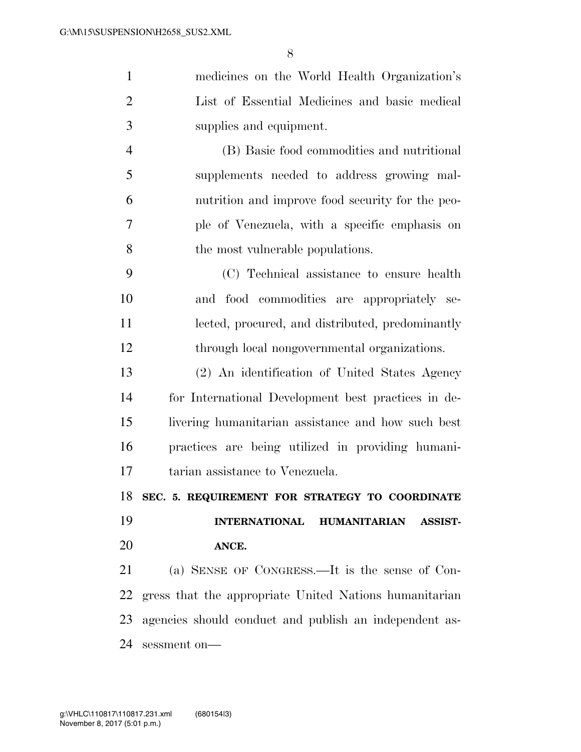medicines on the World Health Organization's List of Essential Medicines and basic medical supplies and equipment.

(B) Basic food commodities and nutritional supplements needed to address growing malnutrition and improve food security for the people of Venezuela, with a specific emphasis on the most vulnerable populations.

(C) Technical assistance to ensure health and food commodities are appropriately selected, procured, and distributed, predominantly through local nongovernmental organizations.

(2) An identification of United States Agency for International Development best practices in delivering humanitarian assistance and how such best practices are being utilized in providing humanitarian assistance to Venezuela.

**SEC. 5. REQUIREMENT FOR STRATEGY TO COORDINATE INTERNATIONAL HUMANITARIAN ASSISTANCE.**

(a) SENSE OF CONGRESS.—It is the sense of Congress that the appropriate United Nations humanitarian agencies should conduct and publish an independent assessment on—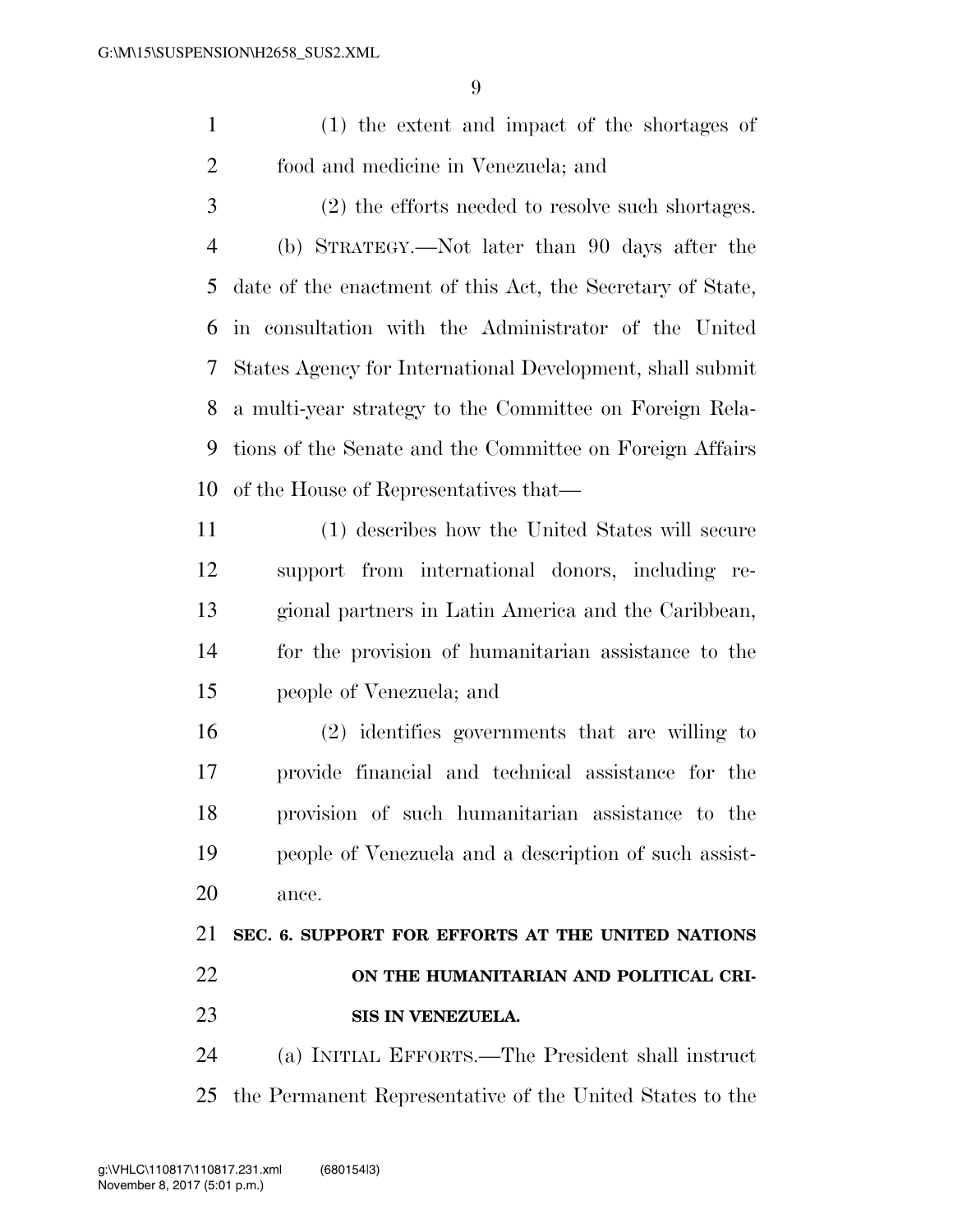(1) the extent and impact of the shortages of food and medicine in Venezuela; and

(2) the efforts needed to resolve such shortages.

(b) STRATEGY.—Not later than 90 days after the date of the enactment of this Act, the Secretary of State, in consultation with the Administrator of the United States Agency for International Development, shall submit a multi-year strategy to the Committee on Foreign Relations of the Senate and the Committee on Foreign Affairs of the House of Representatives that—

(1) describes how the United States will secure support from international donors, including regional partners in Latin America and the Caribbean, for the provision of humanitarian assistance to the people of Venezuela; and

(2) identifies governments that are willing to provide financial and technical assistance for the provision of such humanitarian assistance to the people of Venezuela and a description of such assistance.

**SEC. 6. SUPPORT FOR EFFORTS AT THE UNITED NATIONS ON THE HUMANITARIAN AND POLITICAL CRISIS IN VENEZUELA.**

(a) INITIAL EFFORTS.—The President shall instruct the Permanent Representative of the United States to the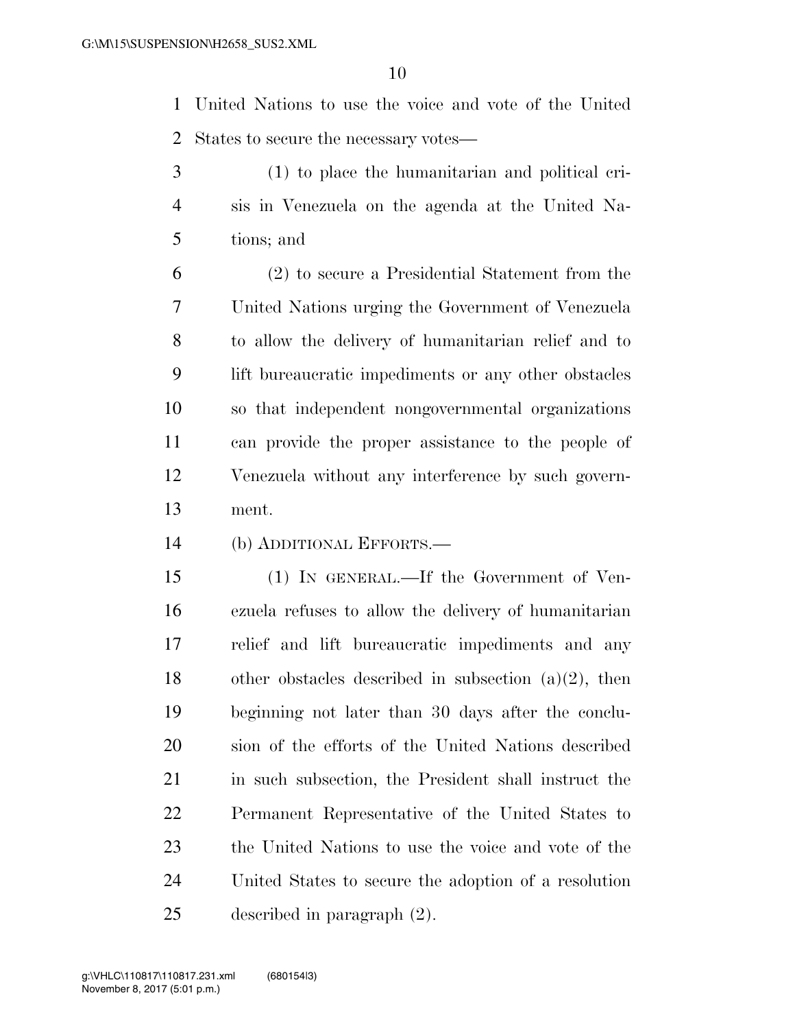United Nations to use the voice and vote of the United States to secure the necessary votes—

(1) to place the humanitarian and political crisis in Venezuela on the agenda at the United Nations; and

(2) to secure a Presidential Statement from the United Nations urging the Government of Venezuela to allow the delivery of humanitarian relief and to lift bureaucratic impediments or any other obstacles so that independent nongovernmental organizations can provide the proper assistance to the people of Venezuela without any interference by such government.

(b) ADDITIONAL EFFORTS.—

(1) IN GENERAL.—If the Government of Venezuela refuses to allow the delivery of humanitarian relief and lift bureaucratic impediments and any other obstacles described in subsection (a)(2), then beginning not later than 30 days after the conclusion of the efforts of the United Nations described in such subsection, the President shall instruct the Permanent Representative of the United States to the United Nations to use the voice and vote of the United States to secure the adoption of a resolution described in paragraph (2).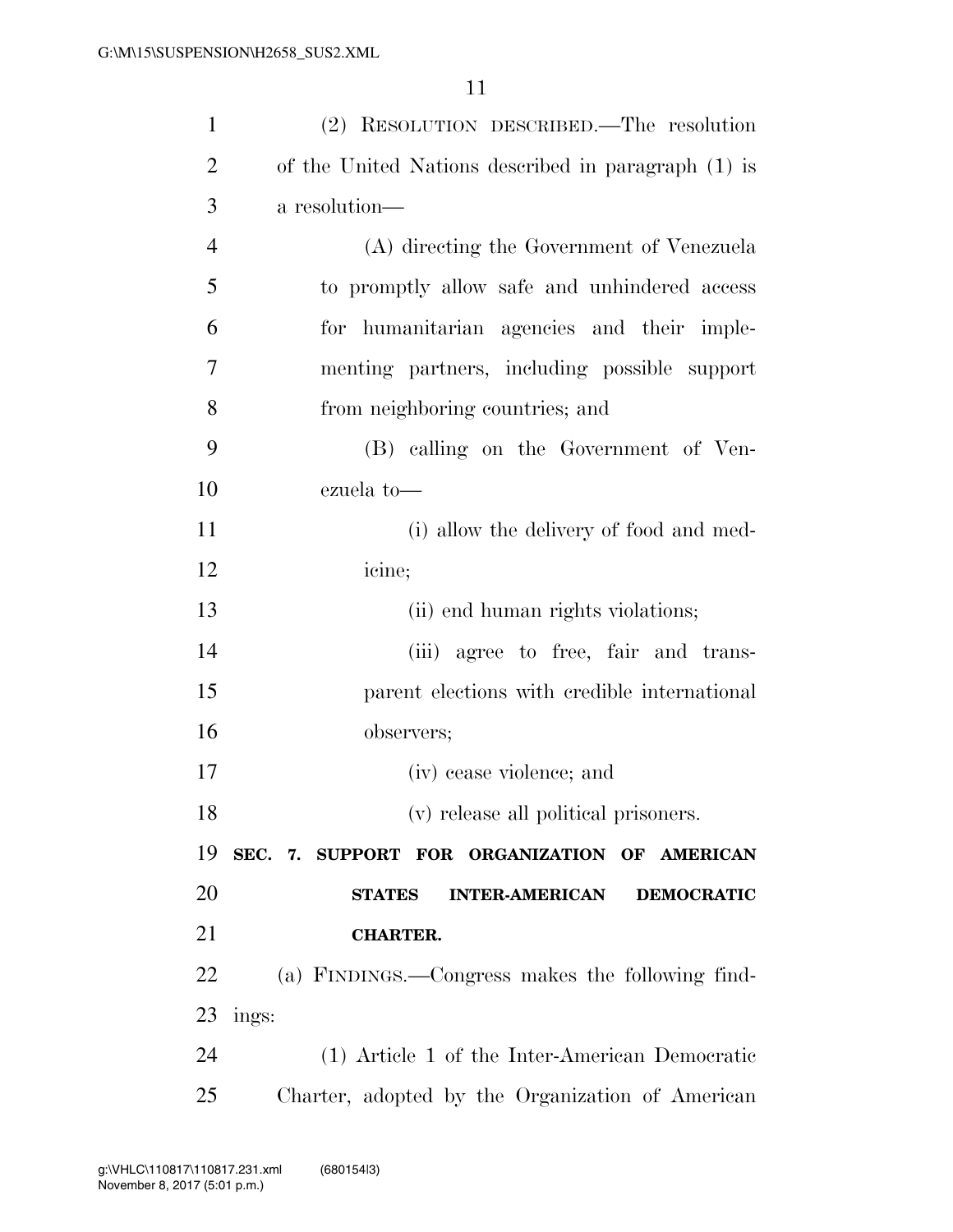(2) RESOLUTION DESCRIBED.—The resolution of the United Nations described in paragraph (1) is a resolution—

(A) directing the Government of Venezuela to promptly allow safe and unhindered access for humanitarian agencies and their implementing partners, including possible support from neighboring countries; and

(B) calling on the Government of Venezuela to—

(i) allow the delivery of food and medicine;

(ii) end human rights violations;

(iii) agree to free, fair and transparent elections with credible international observers;

(iv) cease violence; and

(v) release all political prisoners.

## SEC. 7. SUPPORT FOR ORGANIZATION OF AMERICAN STATES INTER-AMERICAN DEMOCRATIC CHARTER.

(a) FINDINGS.—Congress makes the following findings:

(1) Article 1 of the Inter-American Democratic Charter, adopted by the Organization of American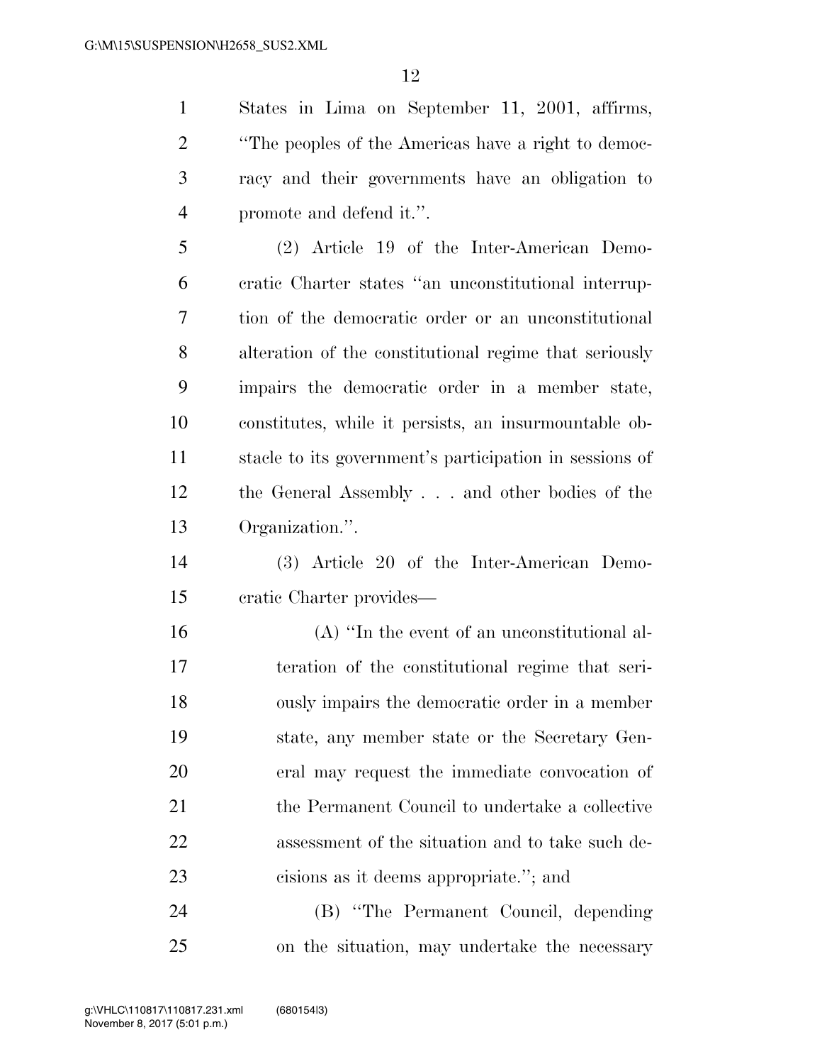States in Lima on September 11, 2001, affirms, "The peoples of the Americas have a right to democracy and their governments have an obligation to promote and defend it.".

(2) Article 19 of the Inter-American Democratic Charter states "an unconstitutional interruption of the democratic order or an unconstitutional alteration of the constitutional regime that seriously impairs the democratic order in a member state, constitutes, while it persists, an insurmountable obstacle to its government's participation in sessions of the General Assembly . . . and other bodies of the Organization.".

(3) Article 20 of the Inter-American Democratic Charter provides—

(A) "In the event of an unconstitutional alteration of the constitutional regime that seriously impairs the democratic order in a member state, any member state or the Secretary General may request the immediate convocation of the Permanent Council to undertake a collective assessment of the situation and to take such decisions as it deems appropriate."; and

(B) "The Permanent Council, depending on the situation, may undertake the necessary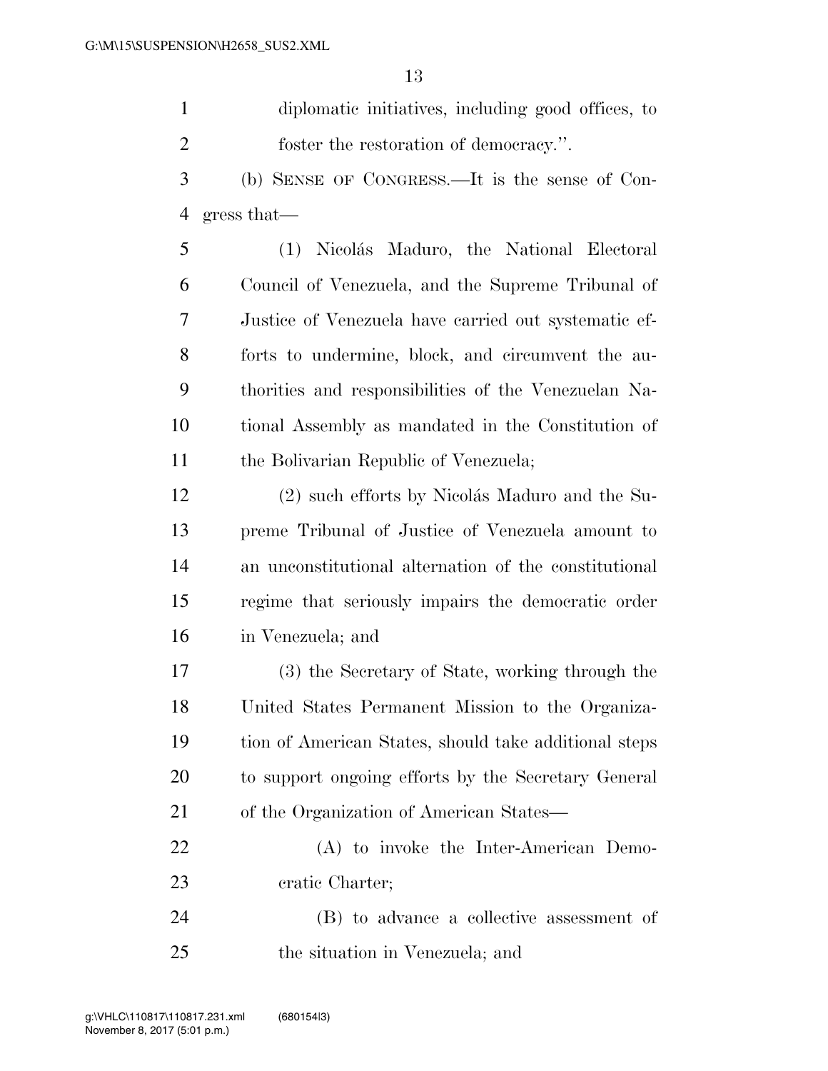diplomatic initiatives, including good offices, to foster the restoration of democracy.''.

(b) SENSE OF CONGRESS.—It is the sense of Congress that—

(1) Nicolás Maduro, the National Electoral Council of Venezuela, and the Supreme Tribunal of Justice of Venezuela have carried out systematic efforts to undermine, block, and circumvent the authorities and responsibilities of the Venezuelan National Assembly as mandated in the Constitution of the Bolivarian Republic of Venezuela;

(2) such efforts by Nicolás Maduro and the Supreme Tribunal of Justice of Venezuela amount to an unconstitutional alternation of the constitutional regime that seriously impairs the democratic order in Venezuela; and

(3) the Secretary of State, working through the United States Permanent Mission to the Organization of American States, should take additional steps to support ongoing efforts by the Secretary General of the Organization of American States—

(A) to invoke the Inter-American Democratic Charter;

(B) to advance a collective assessment of the situation in Venezuela; and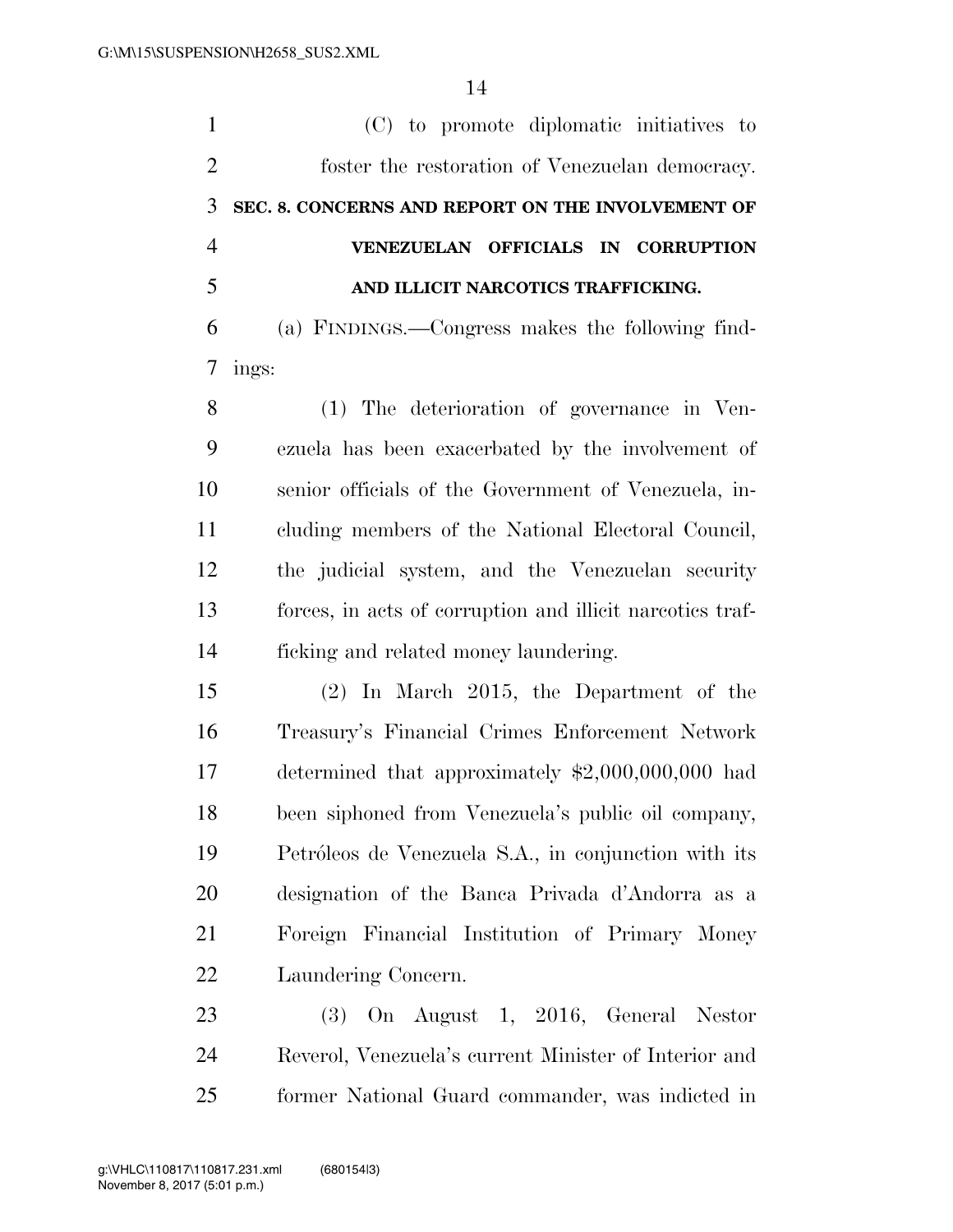(C) to promote diplomatic initiatives to foster the restoration of Venezuelan democracy.

## SEC. 8. CONCERNS AND REPORT ON THE INVOLVEMENT OF VENEZUELAN OFFICIALS IN CORRUPTION AND ILLICIT NARCOTICS TRAFFICKING.

(a) FINDINGS.—Congress makes the following findings:

(1) The deterioration of governance in Venezuela has been exacerbated by the involvement of senior officials of the Government of Venezuela, including members of the National Electoral Council, the judicial system, and the Venezuelan security forces, in acts of corruption and illicit narcotics trafficking and related money laundering.

(2) In March 2015, the Department of the Treasury's Financial Crimes Enforcement Network determined that approximately $2,000,000,000 had been siphoned from Venezuela's public oil company, Petróleos de Venezuela S.A., in conjunction with its designation of the Banca Privada d'Andorra as a Foreign Financial Institution of Primary Money Laundering Concern.

(3) On August 1, 2016, General Nestor Reverol, Venezuela's current Minister of Interior and former National Guard commander, was indicted in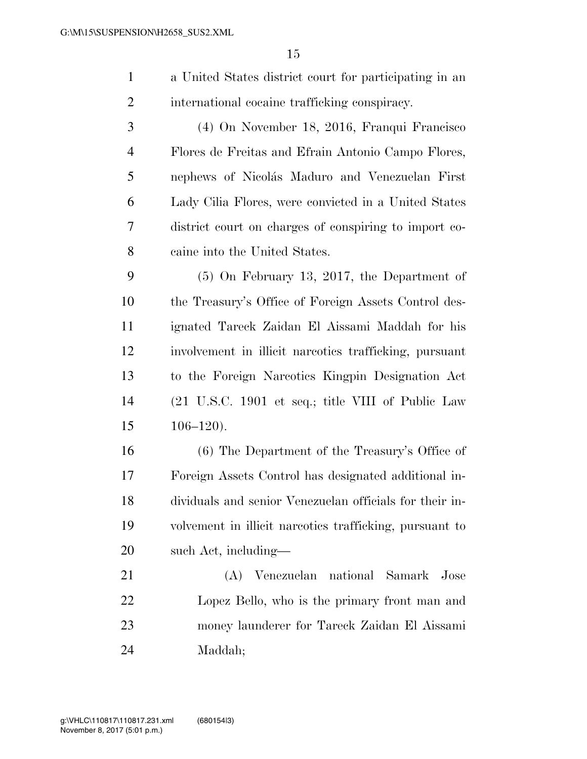a United States district court for participating in an international cocaine trafficking conspiracy.

(4) On November 18, 2016, Franqui Francisco Flores de Freitas and Efrain Antonio Campo Flores, nephews of Nicolás Maduro and Venezuelan First Lady Cilia Flores, were convicted in a United States district court on charges of conspiring to import cocaine into the United States.

(5) On February 13, 2017, the Department of the Treasury's Office of Foreign Assets Control designated Tareck Zaidan El Aissami Maddah for his involvement in illicit narcotics trafficking, pursuant to the Foreign Narcotics Kingpin Designation Act (21 U.S.C. 1901 et seq.; title VIII of Public Law 106–120).

(6) The Department of the Treasury's Office of Foreign Assets Control has designated additional individuals and senior Venezuelan officials for their involvement in illicit narcotics trafficking, pursuant to such Act, including—

(A) Venezuelan national Samark Jose Lopez Bello, who is the primary front man and money launderer for Tareck Zaidan El Aissami Maddah;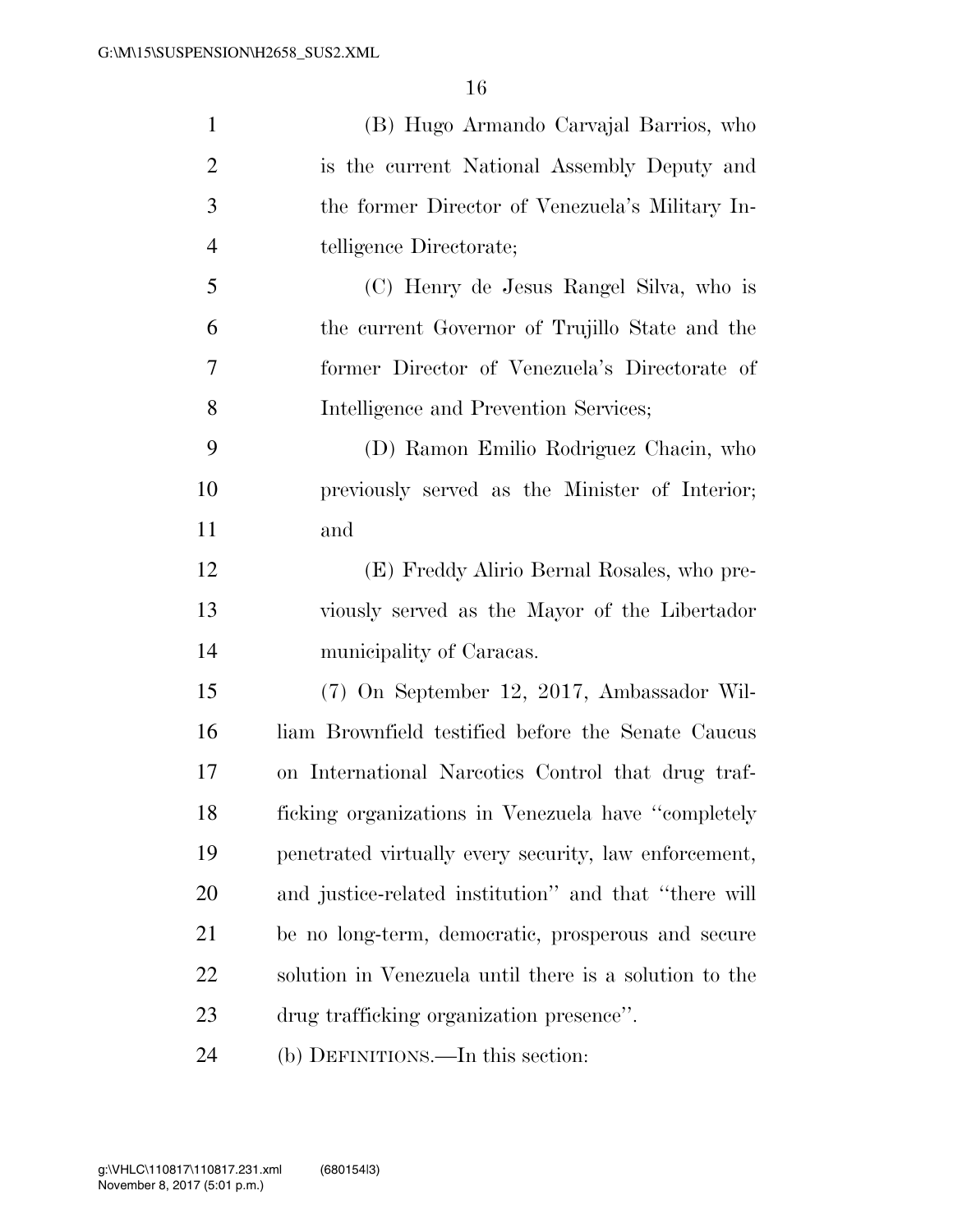(B) Hugo Armando Carvajal Barrios, who is the current National Assembly Deputy and the former Director of Venezuela's Military Intelligence Directorate;

(C) Henry de Jesus Rangel Silva, who is the current Governor of Trujillo State and the former Director of Venezuela's Directorate of Intelligence and Prevention Services;

(D) Ramon Emilio Rodriguez Chacin, who previously served as the Minister of Interior; and

(E) Freddy Alirio Bernal Rosales, who previously served as the Mayor of the Libertador municipality of Caracas.

(7) On September 12, 2017, Ambassador William Brownfield testified before the Senate Caucus on International Narcotics Control that drug trafficking organizations in Venezuela have "completely penetrated virtually every security, law enforcement, and justice-related institution" and that "there will be no long-term, democratic, prosperous and secure solution in Venezuela until there is a solution to the drug trafficking organization presence".

(b) DEFINITIONS.—In this section: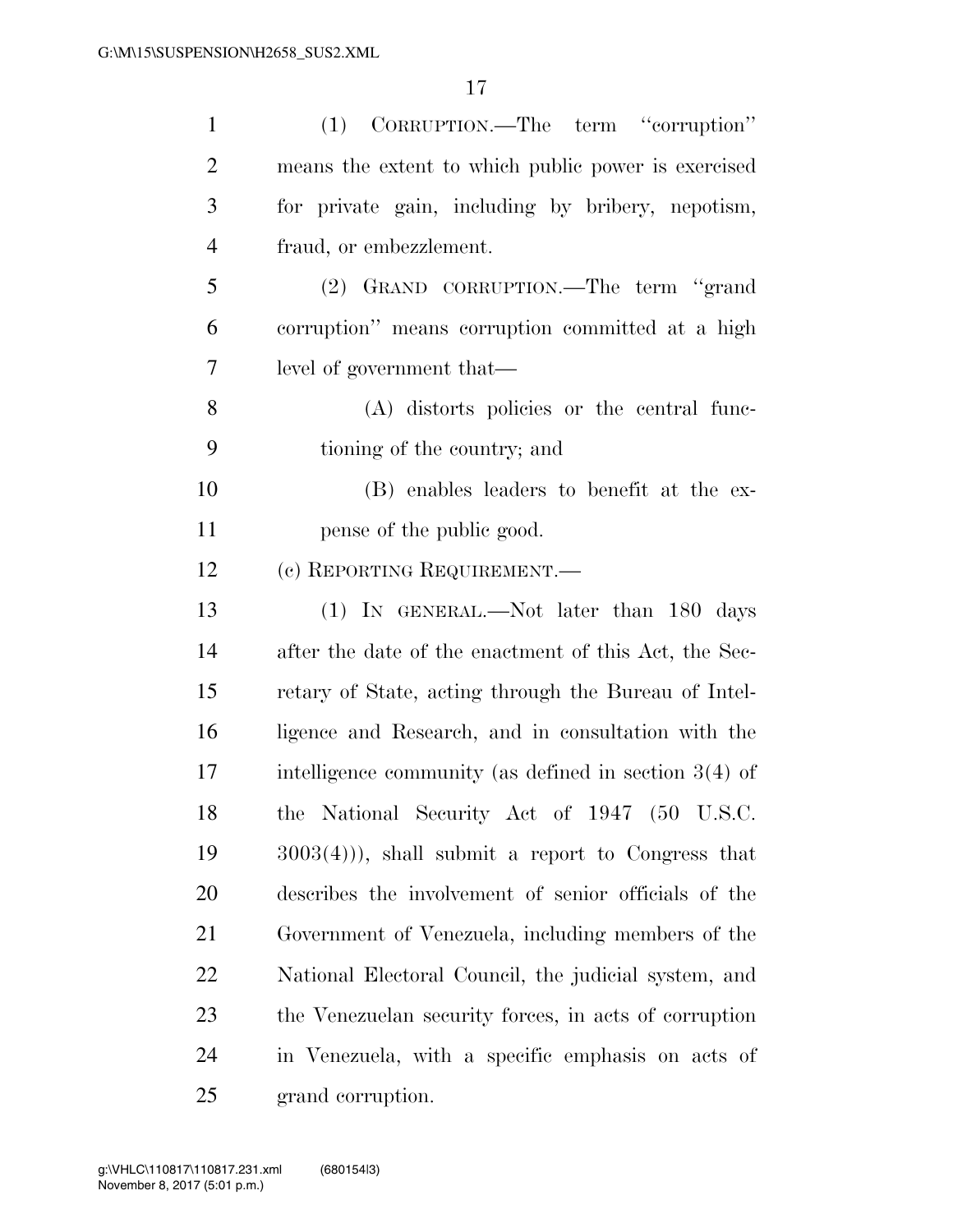(1) CORRUPTION.—The term "corruption" means the extent to which public power is exercised for private gain, including by bribery, nepotism, fraud, or embezzlement.

(2) GRAND CORRUPTION.—The term "grand corruption" means corruption committed at a high level of government that—

(A) distorts policies or the central functioning of the country; and

(B) enables leaders to benefit at the expense of the public good.

(c) REPORTING REQUIREMENT.—

(1) IN GENERAL.—Not later than 180 days after the date of the enactment of this Act, the Secretary of State, acting through the Bureau of Intelligence and Research, and in consultation with the intelligence community (as defined in section 3(4) of the National Security Act of 1947 (50 U.S.C. 3003(4))), shall submit a report to Congress that describes the involvement of senior officials of the Government of Venezuela, including members of the National Electoral Council, the judicial system, and the Venezuelan security forces, in acts of corruption in Venezuela, with a specific emphasis on acts of grand corruption.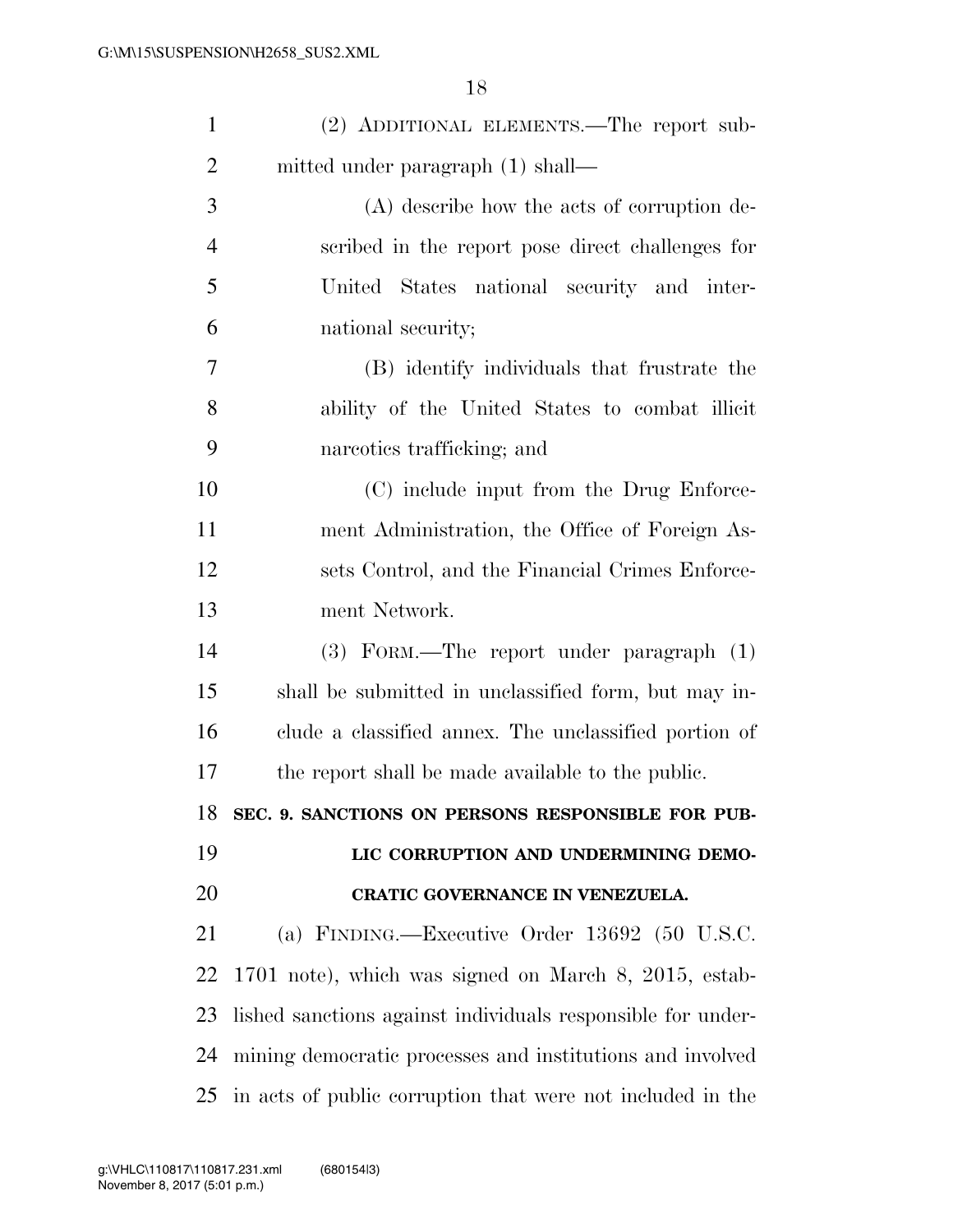(2) ADDITIONAL ELEMENTS.—The report submitted under paragraph (1) shall—

(A) describe how the acts of corruption described in the report pose direct challenges for United States national security and international security;

(B) identify individuals that frustrate the ability of the United States to combat illicit narcotics trafficking; and

(C) include input from the Drug Enforcement Administration, the Office of Foreign Assets Control, and the Financial Crimes Enforcement Network.

(3) FORM.—The report under paragraph (1) shall be submitted in unclassified form, but may include a classified annex. The unclassified portion of the report shall be made available to the public.

**SEC. 9. SANCTIONS ON PERSONS RESPONSIBLE FOR PUBLIC CORRUPTION AND UNDERMINING DEMOCRATIC GOVERNANCE IN VENEZUELA.**

(a) FINDING.—Executive Order 13692 (50 U.S.C. 1701 note), which was signed on March 8, 2015, established sanctions against individuals responsible for undermining democratic processes and institutions and involved in acts of public corruption that were not included in the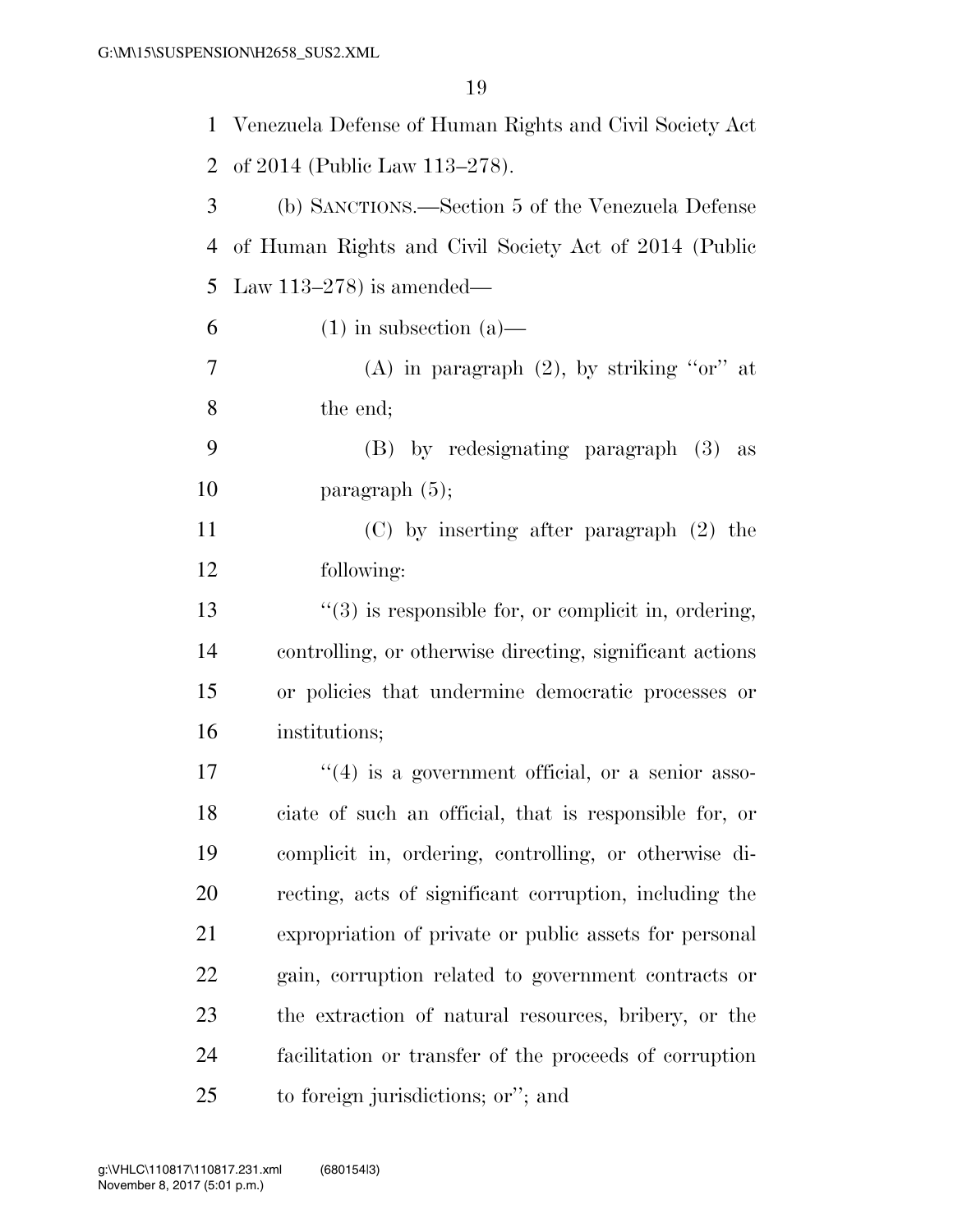Venezuela Defense of Human Rights and Civil Society Act of 2014 (Public Law 113–278).

(b) SANCTIONS.—Section 5 of the Venezuela Defense of Human Rights and Civil Society Act of 2014 (Public Law 113–278) is amended—

(1) in subsection (a)—

(A) in paragraph (2), by striking "or" at the end;

(B) by redesignating paragraph (3) as paragraph (5);

(C) by inserting after paragraph (2) the following:

"(3) is responsible for, or complicit in, ordering, controlling, or otherwise directing, significant actions or policies that undermine democratic processes or institutions;

"(4) is a government official, or a senior associate of such an official, that is responsible for, or complicit in, ordering, controlling, or otherwise directing, acts of significant corruption, including the expropriation of private or public assets for personal gain, corruption related to government contracts or the extraction of natural resources, bribery, or the facilitation or transfer of the proceeds of corruption to foreign jurisdictions; or"; and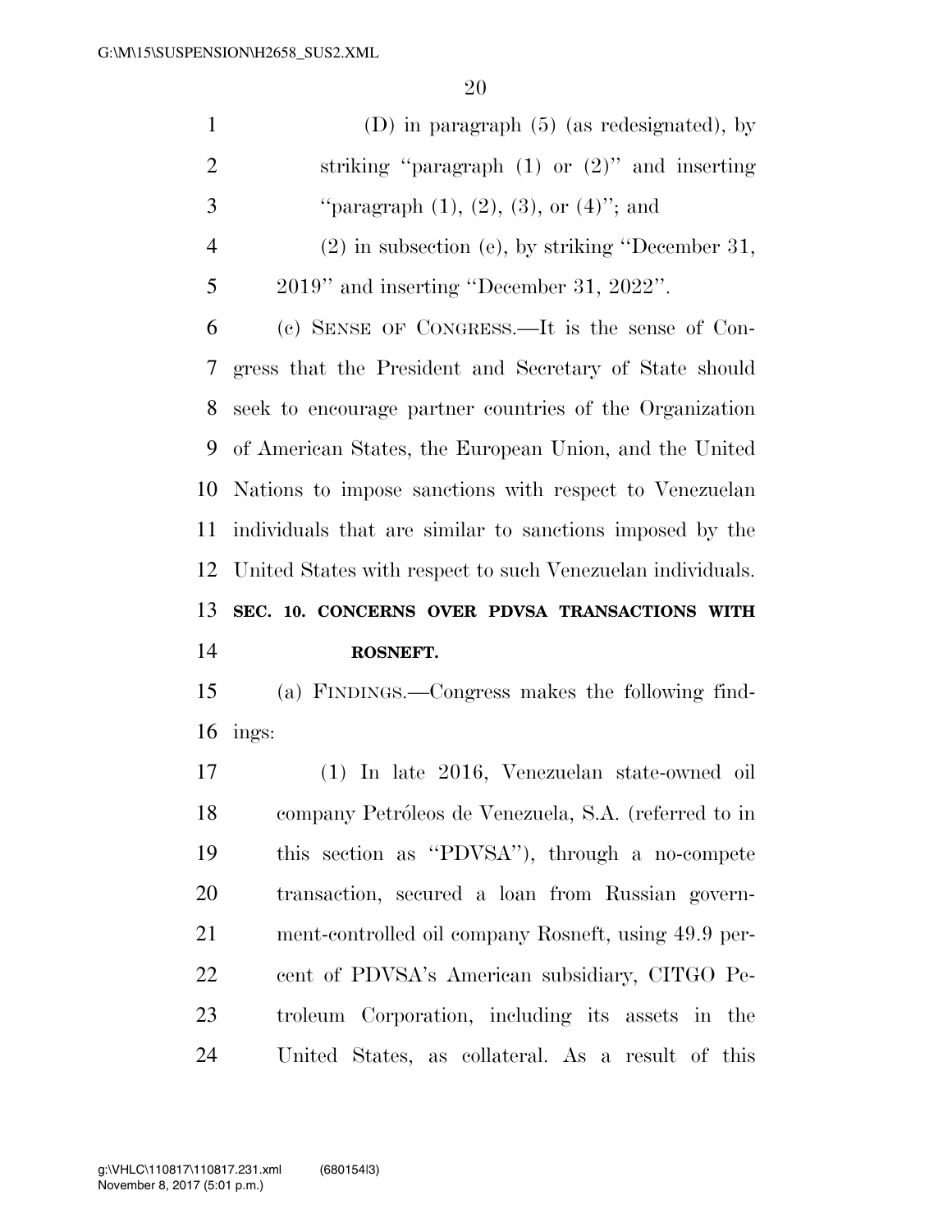(D) in paragraph (5) (as redesignated), by striking ''paragraph (1) or (2)'' and inserting ''paragraph (1), (2), (3), or (4)''; and

(2) in subsection (e), by striking ''December 31, 2019'' and inserting ''December 31, 2022''.

(c) SENSE OF CONGRESS.—It is the sense of Congress that the President and Secretary of State should seek to encourage partner countries of the Organization of American States, the European Union, and the United Nations to impose sanctions with respect to Venezuelan individuals that are similar to sanctions imposed by the United States with respect to such Venezuelan individuals.

**SEC. 10. CONCERNS OVER PDVSA TRANSACTIONS WITH ROSNEFT.**

(a) FINDINGS.—Congress makes the following findings:

(1) In late 2016, Venezuelan state-owned oil company Petróleos de Venezuela, S.A. (referred to in this section as ''PDVSA''), through a no-compete transaction, secured a loan from Russian government-controlled oil company Rosneft, using 49.9 percent of PDVSA's American subsidiary, CITGO Petroleum Corporation, including its assets in the United States, as collateral. As a result of this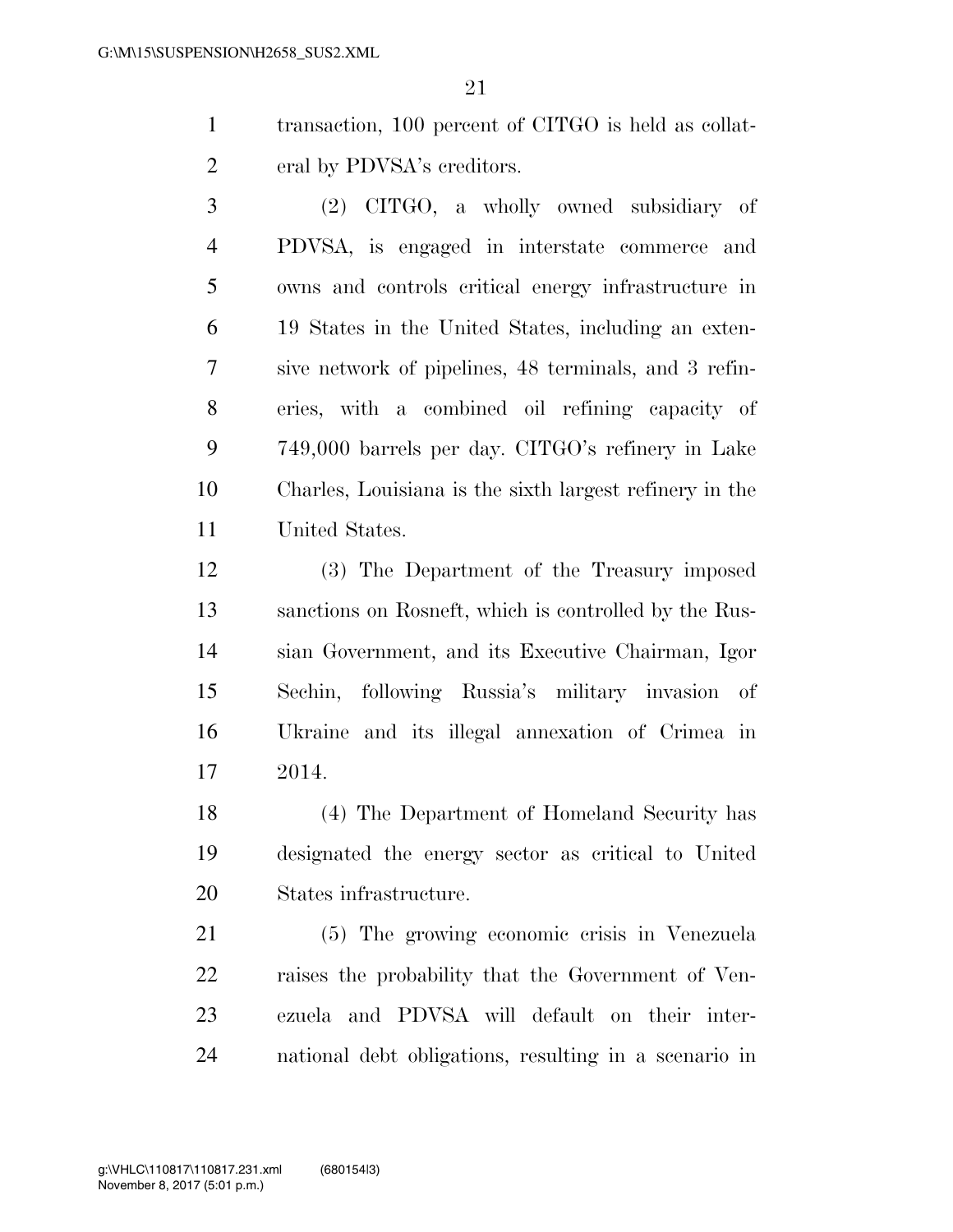transaction, 100 percent of CITGO is held as collateral by PDVSA's creditors.

(2) CITGO, a wholly owned subsidiary of PDVSA, is engaged in interstate commerce and owns and controls critical energy infrastructure in 19 States in the United States, including an extensive network of pipelines, 48 terminals, and 3 refineries, with a combined oil refining capacity of 749,000 barrels per day. CITGO's refinery in Lake Charles, Louisiana is the sixth largest refinery in the United States.

(3) The Department of the Treasury imposed sanctions on Rosneft, which is controlled by the Russian Government, and its Executive Chairman, Igor Sechin, following Russia's military invasion of Ukraine and its illegal annexation of Crimea in 2014.

(4) The Department of Homeland Security has designated the energy sector as critical to United States infrastructure.

(5) The growing economic crisis in Venezuela raises the probability that the Government of Venezuela and PDVSA will default on their international debt obligations, resulting in a scenario in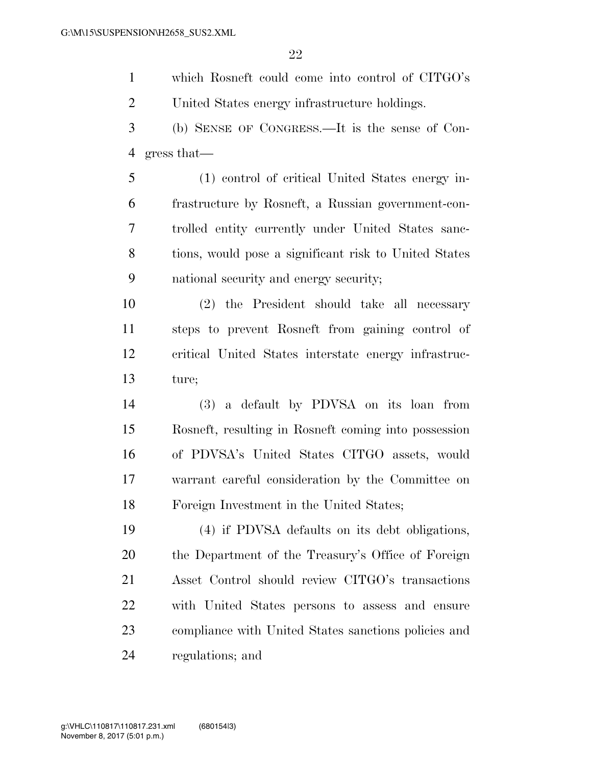which Rosneft could come into control of CITGO's United States energy infrastructure holdings.

(b) SENSE OF CONGRESS.—It is the sense of Congress that—

(1) control of critical United States energy infrastructure by Rosneft, a Russian government-controlled entity currently under United States sanctions, would pose a significant risk to United States national security and energy security;

(2) the President should take all necessary steps to prevent Rosneft from gaining control of critical United States interstate energy infrastructure;

(3) a default by PDVSA on its loan from Rosneft, resulting in Rosneft coming into possession of PDVSA's United States CITGO assets, would warrant careful consideration by the Committee on Foreign Investment in the United States;

(4) if PDVSA defaults on its debt obligations, the Department of the Treasury's Office of Foreign Asset Control should review CITGO's transactions with United States persons to assess and ensure compliance with United States sanctions policies and regulations; and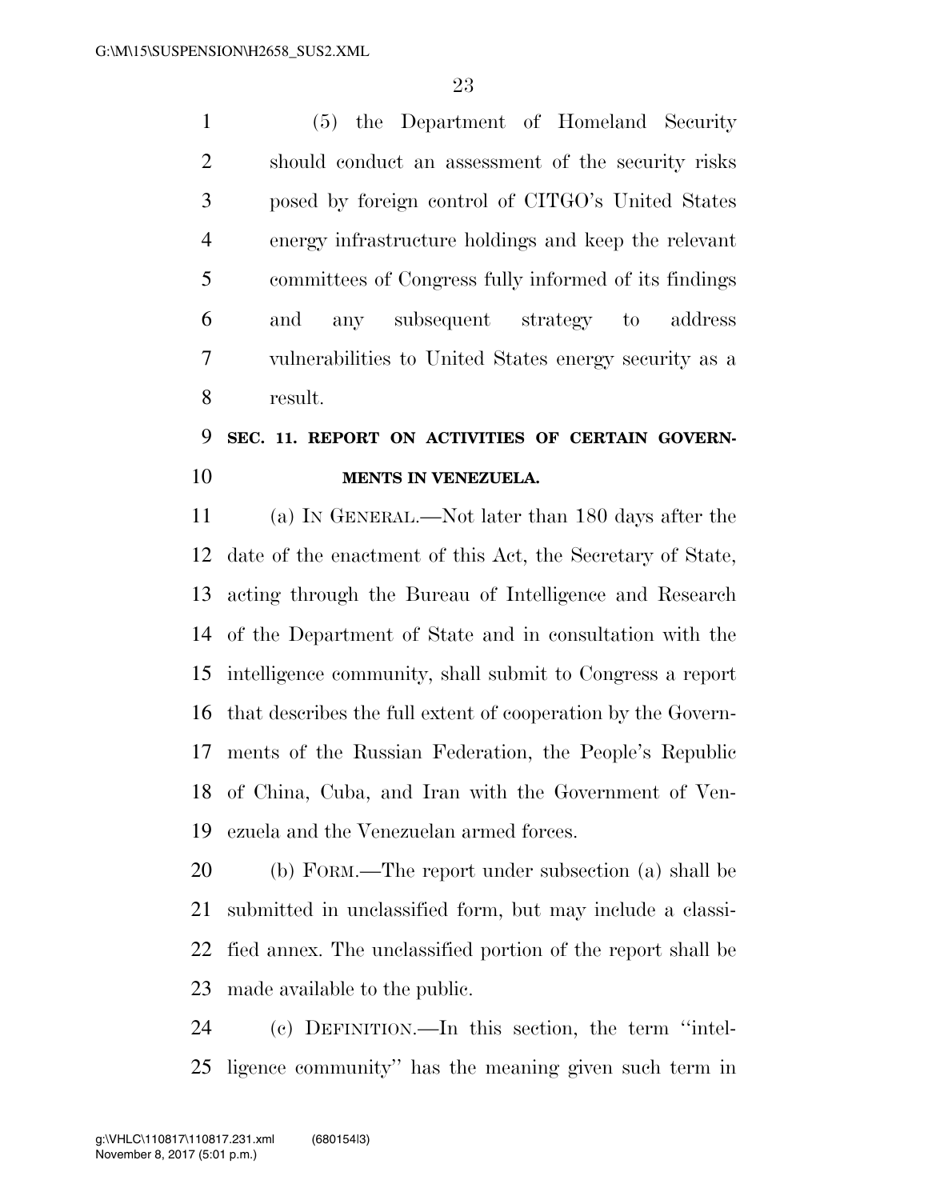(5) the Department of Homeland Security should conduct an assessment of the security risks posed by foreign control of CITGO's United States energy infrastructure holdings and keep the relevant committees of Congress fully informed of its findings and any subsequent strategy to address vulnerabilities to United States energy security as a result.

**SEC. 11. REPORT ON ACTIVITIES OF CERTAIN GOVERNMENTS IN VENEZUELA.**

(a) IN GENERAL.—Not later than 180 days after the date of the enactment of this Act, the Secretary of State, acting through the Bureau of Intelligence and Research of the Department of State and in consultation with the intelligence community, shall submit to Congress a report that describes the full extent of cooperation by the Governments of the Russian Federation, the People's Republic of China, Cuba, and Iran with the Government of Venezuela and the Venezuelan armed forces.

(b) FORM.—The report under subsection (a) shall be submitted in unclassified form, but may include a classified annex. The unclassified portion of the report shall be made available to the public.

(c) DEFINITION.—In this section, the term ''intelligence community'' has the meaning given such term in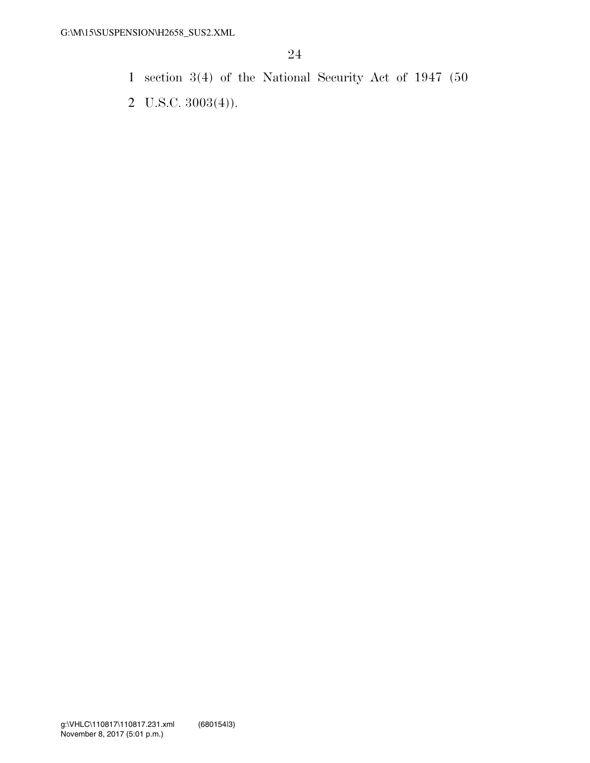section 3(4) of the National Security Act of 1947 (50 U.S.C. 3003(4)).